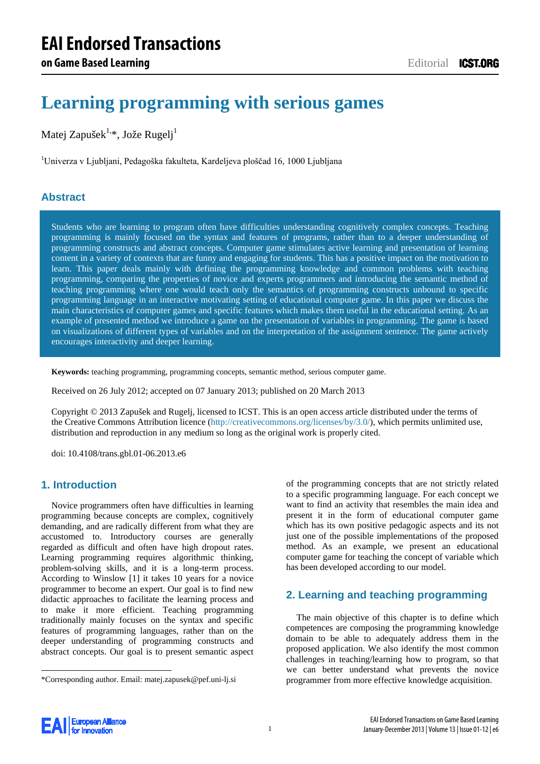# Learning programming with serious games

Matej Zapušek[1,*], Jože Rugelj[1]

[1]Univerza v Ljubljani, Pedagoška fakulteta, Kardeljeva ploščad 16, 1000 Ljubljana

## Abstract

Students who are learning to program often have difficulties understanding cognitively complex concepts. Teaching programming is mainly focused on the syntax and features of programs, rather than to a deeper understanding of programming constructs and abstract concepts. Computer game stimulates active learning and presentation of learning content in a variety of contexts that are funny and engaging for students. This has a positive impact on the motivation to learn. This paper deals mainly with defining the programming knowledge and common problems with teaching programming, comparing the properties of novice and experts programmers and introducing the semantic method of teaching programming where one would teach only the semantics of programming constructs unbound to specific programming language in an interactive motivating setting of educational computer game. In this paper we discuss the main characteristics of computer games and specific features which makes them useful in the educational setting. As an example of presented method we introduce a game on the presentation of variables in programming. The game is based on visualizations of different types of variables and on the interpretation of the assignment sentence. The game actively encourages interactivity and deeper learning.

**Keywords:** teaching programming, programming concepts, semantic method, serious computer game.

Received on 26 July 2012; accepted on 07 January 2013; published on 20 March 2013

Copyright © 2013 Zapušek and Rugelj, licensed to ICST. This is an open access article distributed under the terms of the Creative Commons Attribution licence (http://creativecommons.org/licenses/by/3.0/), which permits unlimited use, distribution and reproduction in any medium so long as the original work is properly cited.

doi: 10.4108/trans.gbl.01-06.2013.e6

## 1. Introduction

Novice programmers often have difficulties in learning programming because concepts are complex, cognitively demanding, and are radically different from what they are accustomed to. Introductory courses are generally regarded as difficult and often have high dropout rates. Learning programming requires algorithmic thinking, problem-solving skills, and it is a long-term process. According to Winslow [1] it takes 10 years for a novice programmer to become an expert. Our goal is to find new didactic approaches to facilitate the learning process and to make it more efficient. Teaching programming traditionally mainly focuses on the syntax and specific features of programming languages, rather than on the deeper understanding of programming constructs and abstract concepts. Our goal is to present semantic aspect of the programming concepts that are not strictly related to a specific programming language. For each concept we want to find an activity that resembles the main idea and present it in the form of educational computer game which has its own positive pedagogic aspects and its not just one of the possible implementations of the proposed method. As an example, we present an educational computer game for teaching the concept of variable which has been developed according to our model.

*Corresponding author. Email: matej.zapusek@pef.uni-lj.si

## 2. Learning and teaching programming

The main objective of this chapter is to define which competences are composing the programming knowledge domain to be able to adequately address them in the proposed application. We also identify the most common challenges in teaching/learning how to program, so that we can better understand what prevents the novice programmer from more effective knowledge acquisition.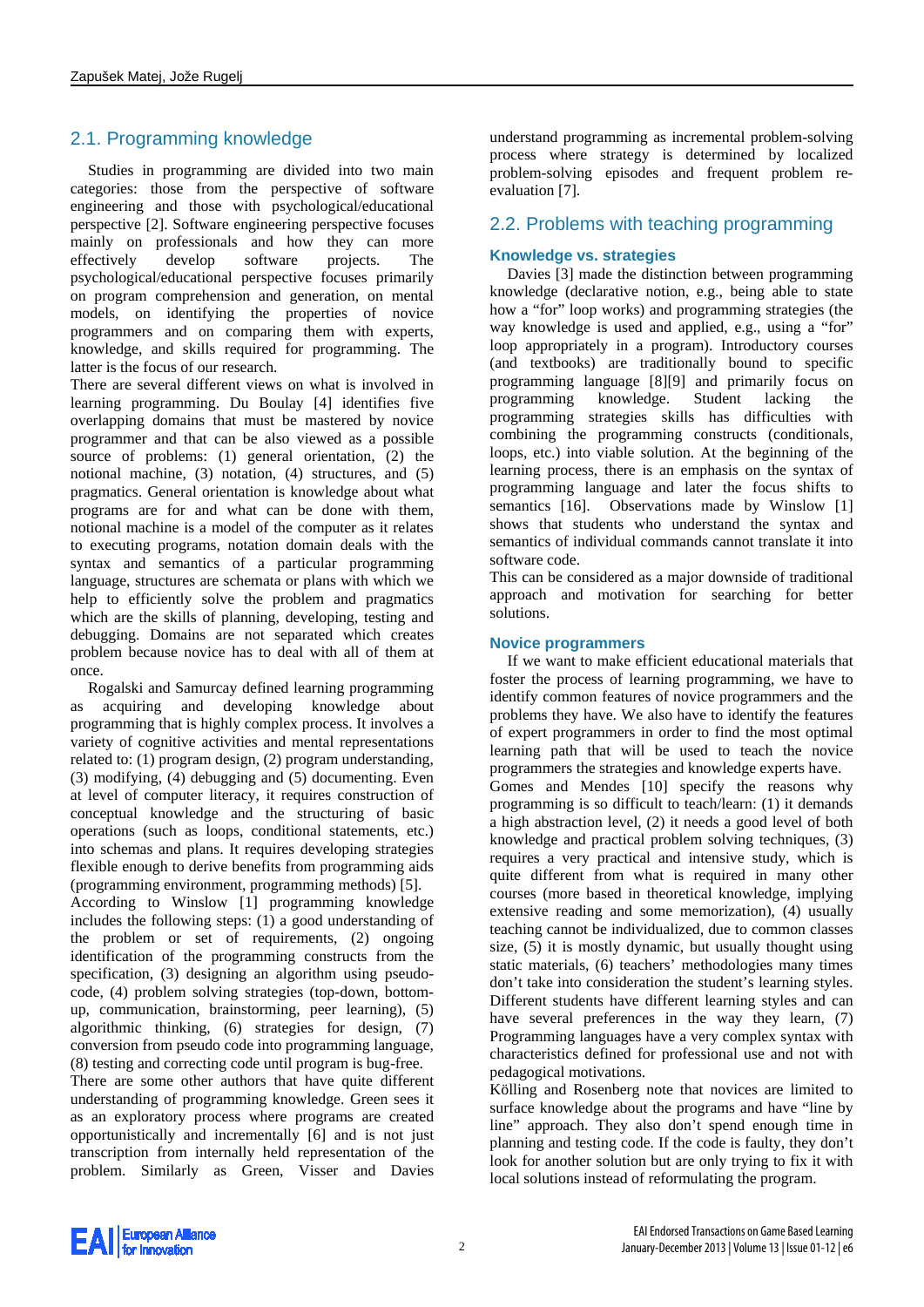## 2.1. Programming knowledge

Studies in programming are divided into two main categories: those from the perspective of software engineering and those with psychological/educational perspective [2]. Software engineering perspective focuses mainly on professionals and how they can more effectively develop software projects. The psychological/educational perspective focuses primarily on program comprehension and generation, on mental models, on identifying the properties of novice programmers and on comparing them with experts, knowledge, and skills required for programming. The latter is the focus of our research.

There are several different views on what is involved in learning programming. Du Boulay [4] identifies five overlapping domains that must be mastered by novice programmer and that can be also viewed as a possible source of problems: (1) general orientation, (2) the notional machine, (3) notation, (4) structures, and (5) pragmatics. General orientation is knowledge about what programs are for and what can be done with them, notional machine is a model of the computer as it relates to executing programs, notation domain deals with the syntax and semantics of a particular programming language, structures are schemata or plans with which we help to efficiently solve the problem and pragmatics which are the skills of planning, developing, testing and debugging. Domains are not separated which creates problem because novice has to deal with all of them at once.

Rogalski and Samurcay defined learning programming as acquiring and developing knowledge about programming that is highly complex process. It involves a variety of cognitive activities and mental representations related to: (1) program design, (2) program understanding, (3) modifying, (4) debugging and (5) documenting. Even at level of computer literacy, it requires construction of conceptual knowledge and the structuring of basic operations (such as loops, conditional statements, etc.) into schemas and plans. It requires developing strategies flexible enough to derive benefits from programming aids (programming environment, programming methods) [5].

According to Winslow [1] programming knowledge includes the following steps: (1) a good understanding of the problem or set of requirements, (2) ongoing identification of the programming constructs from the specification, (3) designing an algorithm using pseudo-code, (4) problem solving strategies (top-down, bottom-up, communication, brainstorming, peer learning), (5) algorithmic thinking, (6) strategies for design, (7) conversion from pseudo code into programming language, (8) testing and correcting code until program is bug-free.

There are some other authors that have quite different understanding of programming knowledge. Green sees it as an exploratory process where programs are created opportunistically and incrementally [6] and is not just transcription from internally held representation of the problem. Similarly as Green, Visser and Davies understand programming as incremental problem-solving process where strategy is determined by localized problem-solving episodes and frequent problem re-evaluation [7].

## 2.2. Problems with teaching programming

### Knowledge vs. strategies

Davies [3] made the distinction between programming knowledge (declarative notion, e.g., being able to state how a "for" loop works) and programming strategies (the way knowledge is used and applied, e.g., using a "for" loop appropriately in a program). Introductory courses (and textbooks) are traditionally bound to specific programming language [8][9] and primarily focus on programming knowledge. Student lacking the programming strategies skills has difficulties with combining the programming constructs (conditionals, loops, etc.) into viable solution. At the beginning of the learning process, there is an emphasis on the syntax of programming language and later the focus shifts to semantics [16]. Observations made by Winslow [1] shows that students who understand the syntax and semantics of individual commands cannot translate it into software code.

This can be considered as a major downside of traditional approach and motivation for searching for better solutions.

### Novice programmers

If we want to make efficient educational materials that foster the process of learning programming, we have to identify common features of novice programmers and the problems they have. We also have to identify the features of expert programmers in order to find the most optimal learning path that will be used to teach the novice programmers the strategies and knowledge experts have.

Gomes and Mendes [10] specify the reasons why programming is so difficult to teach/learn: (1) it demands a high abstraction level, (2) it needs a good level of both knowledge and practical problem solving techniques, (3) requires a very practical and intensive study, which is quite different from what is required in many other courses (more based in theoretical knowledge, implying extensive reading and some memorization), (4) usually teaching cannot be individualized, due to common classes size, (5) it is mostly dynamic, but usually thought using static materials, (6) teachers' methodologies many times don't take into consideration the student's learning styles. Different students have different learning styles and can have several preferences in the way they learn, (7) Programming languages have a very complex syntax with characteristics defined for professional use and not with pedagogical motivations.

Kölling and Rosenberg note that novices are limited to surface knowledge about the programs and have "line by line" approach. They also don't spend enough time in planning and testing code. If the code is faulty, they don't look for another solution but are only trying to fix it with local solutions instead of reformulating the program.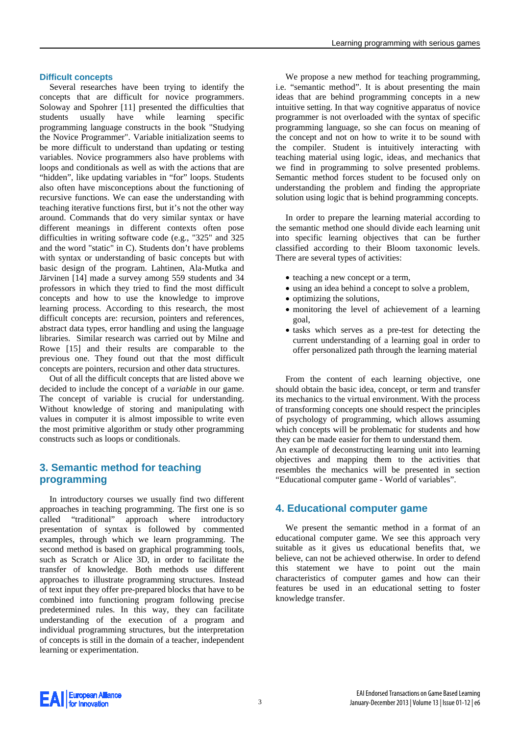### Difficult concepts

Several researches have been trying to identify the concepts that are difficult for novice programmers. Soloway and Spohrer [11] presented the difficulties that students usually have while learning specific programming language constructs in the book "Studying the Novice Programmer". Variable initialization seems to be more difficult to understand than updating or testing variables. Novice programmers also have problems with loops and conditionals as well as with the actions that are "hidden", like updating variables in "for" loops. Students also often have misconceptions about the functioning of recursive functions. We can ease the understanding with teaching iterative functions first, but it's not the other way around. Commands that do very similar syntax or have different meanings in different contexts often pose difficulties in writing software code (e.g., "325" and 325 and the word "static" in C). Students don't have problems with syntax or understanding of basic concepts but with basic design of the program. Lahtinen, Ala-Mutka and Järvinen [14] made a survey among 559 students and 34 professors in which they tried to find the most difficult concepts and how to use the knowledge to improve learning process. According to this research, the most difficult concepts are: recursion, pointers and references, abstract data types, error handling and using the language libraries. Similar research was carried out by Milne and Rowe [15] and their results are comparable to the previous one. They found out that the most difficult concepts are pointers, recursion and other data structures.

Out of all the difficult concepts that are listed above we decided to include the concept of a *variable* in our game. The concept of variable is crucial for understanding. Without knowledge of storing and manipulating with values in computer it is almost impossible to write even the most primitive algorithm or study other programming constructs such as loops or conditionals.

## 3. Semantic method for teaching programming

In introductory courses we usually find two different approaches in teaching programming. The first one is so called "traditional" approach where introductory presentation of syntax is followed by commented examples, through which we learn programming. The second method is based on graphical programming tools, such as Scratch or Alice 3D, in order to facilitate the transfer of knowledge. Both methods use different approaches to illustrate programming structures. Instead of text input they offer pre-prepared blocks that have to be combined into functioning program following precise predetermined rules. In this way, they can facilitate understanding of the execution of a program and individual programming structures, but the interpretation of concepts is still in the domain of a teacher, independent learning or experimentation.

We propose a new method for teaching programming, i.e. "semantic method". It is about presenting the main ideas that are behind programming concepts in a new intuitive setting. In that way cognitive apparatus of novice programmer is not overloaded with the syntax of specific programming language, so she can focus on meaning of the concept and not on how to write it to be sound with the compiler. Student is intuitively interacting with teaching material using logic, ideas, and mechanics that we find in programming to solve presented problems. Semantic method forces student to be focused only on understanding the problem and finding the appropriate solution using logic that is behind programming concepts.

In order to prepare the learning material according to the semantic method one should divide each learning unit into specific learning objectives that can be further classified according to their Bloom taxonomic levels. There are several types of activities:

- teaching a new concept or a term,
- using an idea behind a concept to solve a problem,
- optimizing the solutions,
- monitoring the level of achievement of a learning goal,
- tasks which serves as a pre-test for detecting the current understanding of a learning goal in order to offer personalized path through the learning material

From the content of each learning objective, one should obtain the basic idea, concept, or term and transfer its mechanics to the virtual environment. With the process of transforming concepts one should respect the principles of psychology of programming, which allows assuming which concepts will be problematic for students and how they can be made easier for them to understand them.
An example of deconstructing learning unit into learning objectives and mapping them to the activities that resembles the mechanics will be presented in section "Educational computer game - World of variables".

## 4. Educational computer game

We present the semantic method in a format of an educational computer game. We see this approach very suitable as it gives us educational benefits that, we believe, can not be achieved otherwise. In order to defend this statement we have to point out the main characteristics of computer games and how can their features be used in an educational setting to foster knowledge transfer.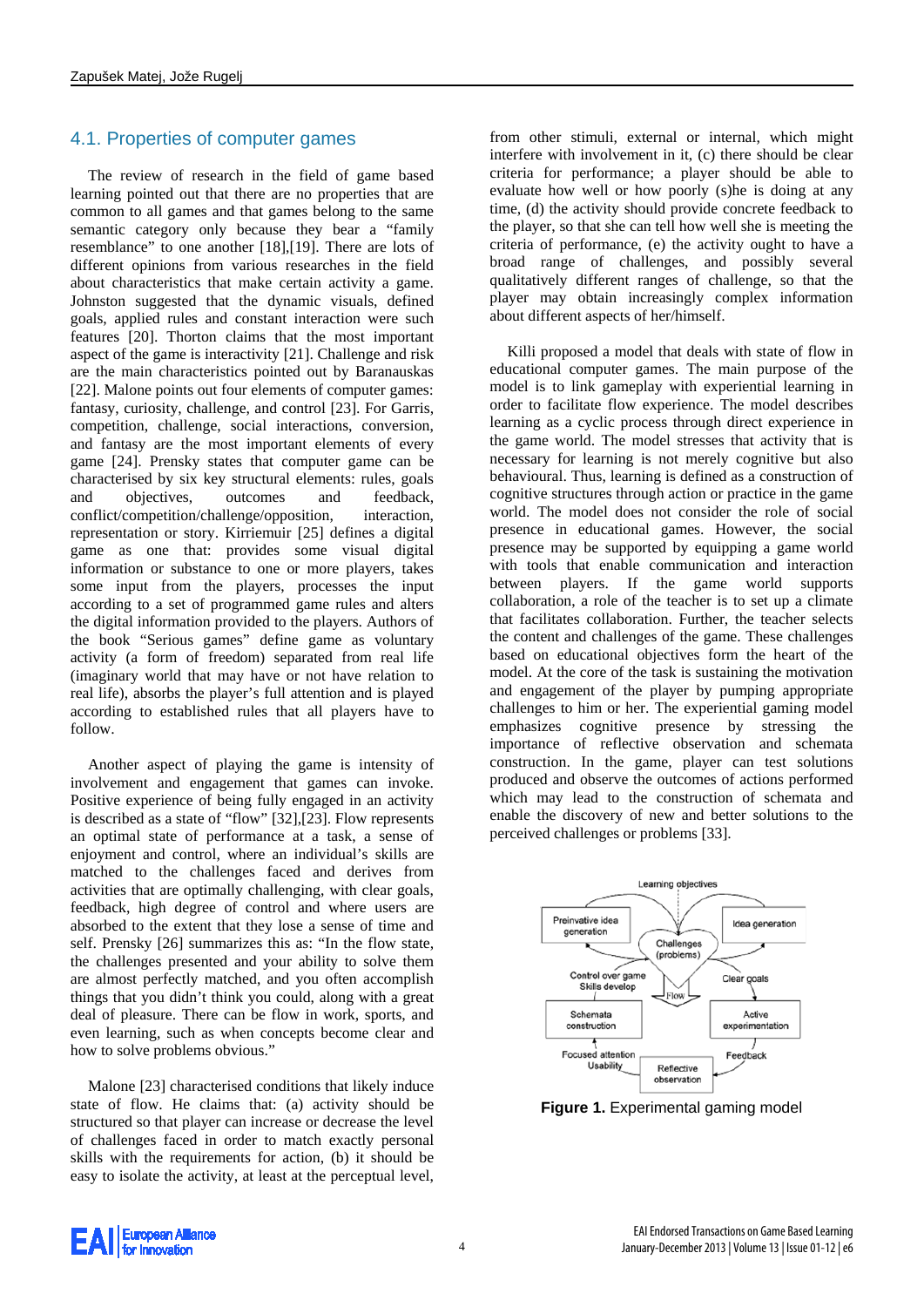## 4.1. Properties of computer games

The review of research in the field of game based learning pointed out that there are no properties that are common to all games and that games belong to the same semantic category only because they bear a "family resemblance" to one another [18],[19]. There are lots of different opinions from various researches in the field about characteristics that make certain activity a game. Johnston suggested that the dynamic visuals, defined goals, applied rules and constant interaction were such features [20]. Thorton claims that the most important aspect of the game is interactivity [21]. Challenge and risk are the main characteristics pointed out by Baranauskas [22]. Malone points out four elements of computer games: fantasy, curiosity, challenge, and control [23]. For Garris, competition, challenge, social interactions, conversion, and fantasy are the most important elements of every game [24]. Prensky states that computer game can be characterised by six key structural elements: rules, goals and objectives, outcomes and feedback, conflict/competition/challenge/opposition, interaction, representation or story. Kirriemuir [25] defines a digital game as one that: provides some visual digital information or substance to one or more players, takes some input from the players, processes the input according to a set of programmed game rules and alters the digital information provided to the players. Authors of the book "Serious games" define game as voluntary activity (a form of freedom) separated from real life (imaginary world that may have or not have relation to real life), absorbs the player's full attention and is played according to established rules that all players have to follow.

Another aspect of playing the game is intensity of involvement and engagement that games can invoke. Positive experience of being fully engaged in an activity is described as a state of "flow" [32],[23]. Flow represents an optimal state of performance at a task, a sense of enjoyment and control, where an individual's skills are matched to the challenges faced and derives from activities that are optimally challenging, with clear goals, feedback, high degree of control and where users are absorbed to the extent that they lose a sense of time and self. Prensky [26] summarizes this as: "In the flow state, the challenges presented and your ability to solve them are almost perfectly matched, and you often accomplish things that you didn't think you could, along with a great deal of pleasure. There can be flow in work, sports, and even learning, such as when concepts become clear and how to solve problems obvious."

Malone [23] characterised conditions that likely induce state of flow. He claims that: (a) activity should be structured so that player can increase or decrease the level of challenges faced in order to match exactly personal skills with the requirements for action, (b) it should be easy to isolate the activity, at least at the perceptual level, from other stimuli, external or internal, which might interfere with involvement in it, (c) there should be clear criteria for performance; a player should be able to evaluate how well or how poorly (s)he is doing at any time, (d) the activity should provide concrete feedback to the player, so that she can tell how well she is meeting the criteria of performance, (e) the activity ought to have a broad range of challenges, and possibly several qualitatively different ranges of challenge, so that the player may obtain increasingly complex information about different aspects of her/himself.

Killi proposed a model that deals with state of flow in educational computer games. The main purpose of the model is to link gameplay with experiential learning in order to facilitate flow experience. The model describes learning as a cyclic process through direct experience in the game world. The model stresses that activity that is necessary for learning is not merely cognitive but also behavioural. Thus, learning is defined as a construction of cognitive structures through action or practice in the game world. The model does not consider the role of social presence in educational games. However, the social presence may be supported by equipping a game world with tools that enable communication and interaction between players. If the game world supports collaboration, a role of the teacher is to set up a climate that facilitates collaboration. Further, the teacher selects the content and challenges of the game. These challenges based on educational objectives form the heart of the model. At the core of the task is sustaining the motivation and engagement of the player by pumping appropriate challenges to him or her. The experiential gaming model emphasizes cognitive presence by stressing the importance of reflective observation and schemata construction. In the game, player can test solutions produced and observe the outcomes of actions performed which may lead to the construction of schemata and enable the discovery of new and better solutions to the perceived challenges or problems [33].

**Figure 1.** Experimental gaming model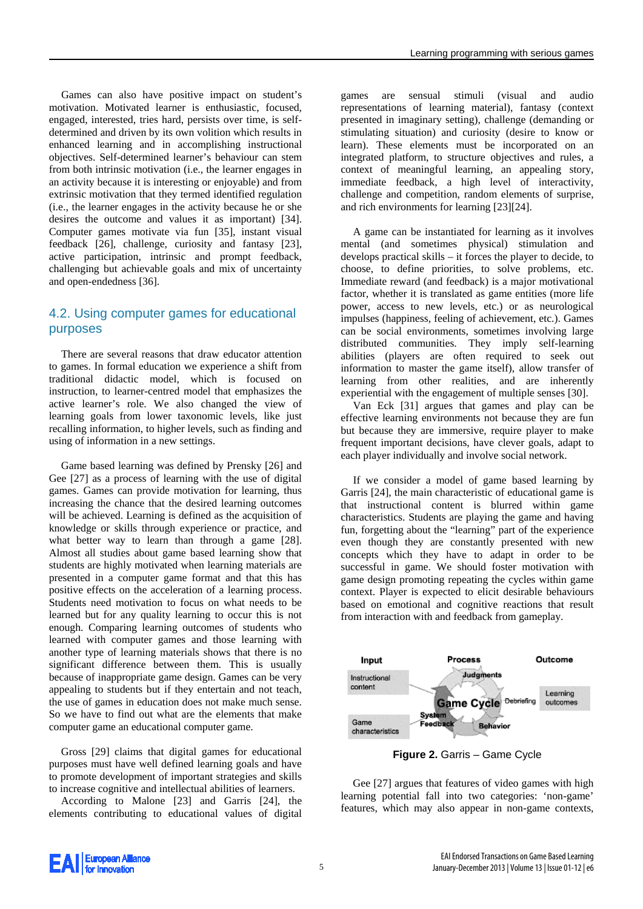Games can also have positive impact on student's motivation. Motivated learner is enthusiastic, focused, engaged, interested, tries hard, persists over time, is self-determined and driven by its own volition which results in enhanced learning and in accomplishing instructional objectives. Self-determined learner's behaviour can stem from both intrinsic motivation (i.e., the learner engages in an activity because it is interesting or enjoyable) and from extrinsic motivation that they termed identified regulation (i.e., the learner engages in the activity because he or she desires the outcome and values it as important) [34]. Computer games motivate via fun [35], instant visual feedback [26], challenge, curiosity and fantasy [23], active participation, intrinsic and prompt feedback, challenging but achievable goals and mix of uncertainty and open-endedness [36].

## 4.2. Using computer games for educational purposes

There are several reasons that draw educator attention to games. In formal education we experience a shift from traditional didactic model, which is focused on instruction, to learner-centred model that emphasizes the active learner's role. We also changed the view of learning goals from lower taxonomic levels, like just recalling information, to higher levels, such as finding and using of information in a new settings.

Game based learning was defined by Prensky [26] and Gee [27] as a process of learning with the use of digital games. Games can provide motivation for learning, thus increasing the chance that the desired learning outcomes will be achieved. Learning is defined as the acquisition of knowledge or skills through experience or practice, and what better way to learn than through a game [28]. Almost all studies about game based learning show that students are highly motivated when learning materials are presented in a computer game format and that this has positive effects on the acceleration of a learning process. Students need motivation to focus on what needs to be learned but for any quality learning to occur this is not enough. Comparing learning outcomes of students who learned with computer games and those learning with another type of learning materials shows that there is no significant difference between them. This is usually because of inappropriate game design. Games can be very appealing to students but if they entertain and not teach, the use of games in education does not make much sense. So we have to find out what are the elements that make computer game an educational computer game.

Gross [29] claims that digital games for educational purposes must have well defined learning goals and have to promote development of important strategies and skills to increase cognitive and intellectual abilities of learners.

According to Malone [23] and Garris [24], the elements contributing to educational values of digital games are sensual stimuli (visual and audio representations of learning material), fantasy (context presented in imaginary setting), challenge (demanding or stimulating situation) and curiosity (desire to know or learn). These elements must be incorporated on an integrated platform, to structure objectives and rules, a context of meaningful learning, an appealing story, immediate feedback, a high level of interactivity, challenge and competition, random elements of surprise, and rich environments for learning [23][24].

A game can be instantiated for learning as it involves mental (and sometimes physical) stimulation and develops practical skills – it forces the player to decide, to choose, to define priorities, to solve problems, etc. Immediate reward (and feedback) is a major motivational factor, whether it is translated as game entities (more life power, access to new levels, etc.) or as neurological impulses (happiness, feeling of achievement, etc.). Games can be social environments, sometimes involving large distributed communities. They imply self-learning abilities (players are often required to seek out information to master the game itself), allow transfer of learning from other realities, and are inherently experiential with the engagement of multiple senses [30].

Van Eck [31] argues that games and play can be effective learning environments not because they are fun but because they are immersive, require player to make frequent important decisions, have clever goals, adapt to each player individually and involve social network.

If we consider a model of game based learning by Garris [24], the main characteristic of educational game is that instructional content is blurred within game characteristics. Students are playing the game and having fun, forgetting about the "learning" part of the experience even though they are constantly presented with new concepts which they have to adapt in order to be successful in game. We should foster motivation with game design promoting repeating the cycles within game context. Player is expected to elicit desirable behaviours based on emotional and cognitive reactions that result from interaction with and feedback from gameplay.

**Figure 2.** Garris – Game Cycle

Gee [27] argues that features of video games with high learning potential fall into two categories: 'non-game' features, which may also appear in non-game contexts,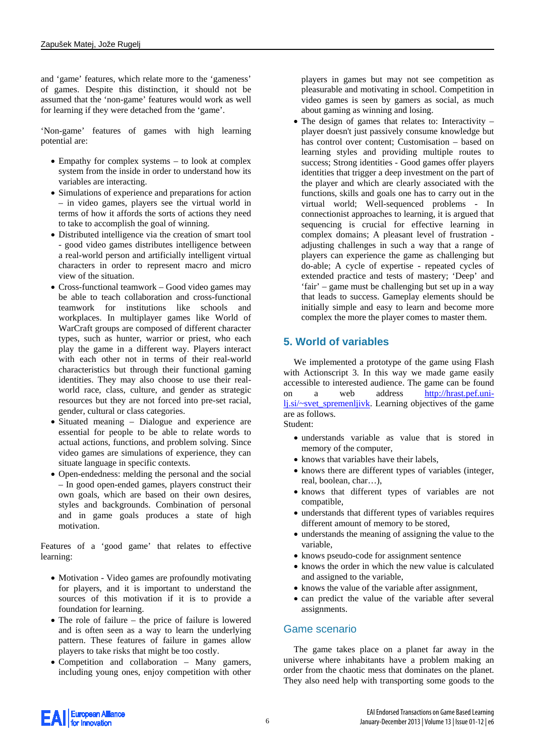and 'game' features, which relate more to the 'gameness' of games. Despite this distinction, it should not be assumed that the 'non-game' features would work as well for learning if they were detached from the 'game'.

'Non-game' features of games with high learning potential are:

- Empathy for complex systems – to look at complex system from the inside in order to understand how its variables are interacting.
- Simulations of experience and preparations for action – in video games, players see the virtual world in terms of how it affords the sorts of actions they need to take to accomplish the goal of winning.
- Distributed intelligence via the creation of smart tool - good video games distributes intelligence between a real-world person and artificially intelligent virtual characters in order to represent macro and micro view of the situation.
- Cross-functional teamwork – Good video games may be able to teach collaboration and cross-functional teamwork for institutions like schools and workplaces. In multiplayer games like World of WarCraft groups are composed of different character types, such as hunter, warrior or priest, who each play the game in a different way. Players interact with each other not in terms of their real-world characteristics but through their functional gaming identities. They may also choose to use their real-world race, class, culture, and gender as strategic resources but they are not forced into pre-set racial, gender, cultural or class categories.
- Situated meaning – Dialogue and experience are essential for people to be able to relate words to actual actions, functions, and problem solving. Since video games are simulations of experience, they can situate language in specific contexts.
- Open-endedness: melding the personal and the social – In good open-ended games, players construct their own goals, which are based on their own desires, styles and backgrounds. Combination of personal and in game goals produces a state of high motivation.

Features of a 'good game' that relates to effective learning:

- Motivation - Video games are profoundly motivating for players, and it is important to understand the sources of this motivation if it is to provide a foundation for learning.
- The role of failure – the price of failure is lowered and is often seen as a way to learn the underlying pattern. These features of failure in games allow players to take risks that might be too costly.
- Competition and collaboration – Many gamers, including young ones, enjoy competition with other players in games but may not see competition as pleasurable and motivating in school. Competition in video games is seen by gamers as social, as much about gaming as winning and losing.
- The design of games that relates to: Interactivity – player doesn't just passively consume knowledge but has control over content; Customisation – based on learning styles and providing multiple routes to success; Strong identities - Good games offer players identities that trigger a deep investment on the part of the player and which are clearly associated with the functions, skills and goals one has to carry out in the virtual world; Well-sequenced problems - In connectionist approaches to learning, it is argued that sequencing is crucial for effective learning in complex domains; A pleasant level of frustration - adjusting challenges in such a way that a range of players can experience the game as challenging but do-able; A cycle of expertise - repeated cycles of extended practice and tests of mastery; 'Deep' and 'fair' – game must be challenging but set up in a way that leads to success. Gameplay elements should be initially simple and easy to learn and become more complex the more the player comes to master them.

## 5. World of variables

We implemented a prototype of the game using Flash with Actionscript 3. In this way we made game easily accessible to interested audience. The game can be found on a web address http://hrast.pef.uni-lj.si/~svet_spremenljivk. Learning objectives of the game are as follows.
Student:

- understands variable as value that is stored in memory of the computer,
- knows that variables have their labels,
- knows there are different types of variables (integer, real, boolean, char…),
- knows that different types of variables are not compatible,
- understands that different types of variables requires different amount of memory to be stored,
- understands the meaning of assigning the value to the variable,
- knows pseudo-code for assignment sentence
- knows the order in which the new value is calculated and assigned to the variable,
- knows the value of the variable after assignment,
- can predict the value of the variable after several assignments.

### Game scenario

The game takes place on a planet far away in the universe where inhabitants have a problem making an order from the chaotic mess that dominates on the planet. They also need help with transporting some goods to the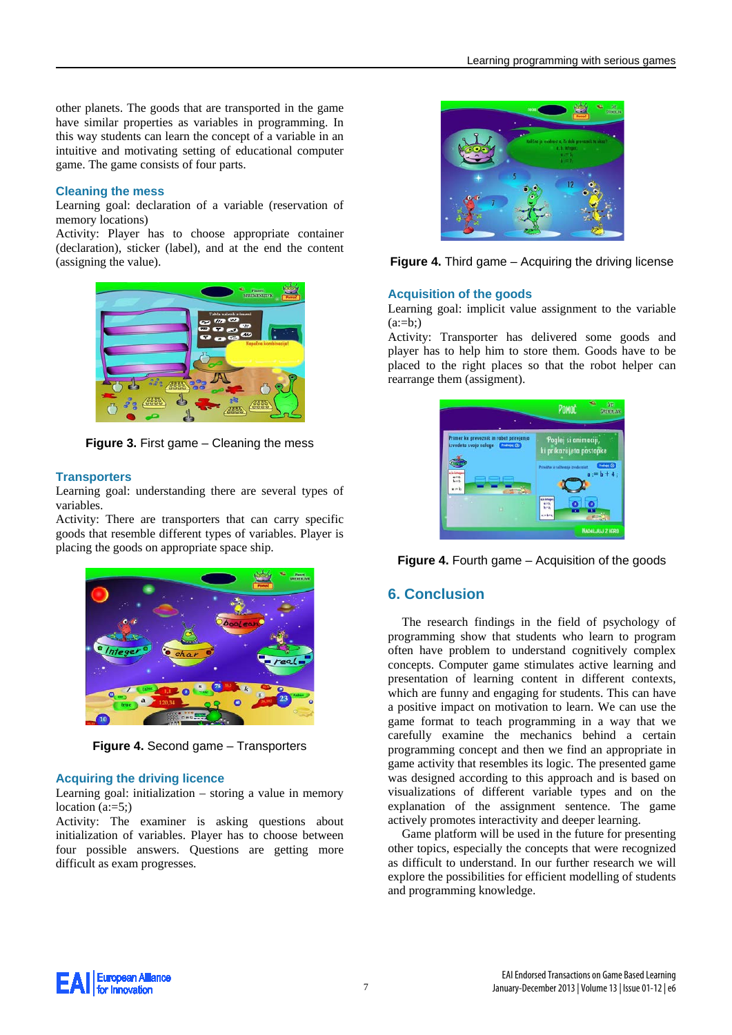other planets. The goods that are transported in the game have similar properties as variables in programming. In this way students can learn the concept of a variable in an intuitive and motivating setting of educational computer game. The game consists of four parts.

### Cleaning the mess

Learning goal: declaration of a variable (reservation of memory locations)

Activity: Player has to choose appropriate container (declaration), sticker (label), and at the end the content (assigning the value).

**Figure 3.** First game – Cleaning the mess

### Transporters

Learning goal: understanding there are several types of variables.

Activity: There are transporters that can carry specific goods that resemble different types of variables. Player is placing the goods on appropriate space ship.

**Figure 4.** Second game – Transporters

### Acquiring the driving licence

Learning goal: initialization – storing a value in memory location (a:=5;)

Activity: The examiner is asking questions about initialization of variables. Player has to choose between four possible answers. Questions are getting more difficult as exam progresses.

**Figure 4.** Third game – Acquiring the driving license

### Acquisition of the goods

Learning goal: implicit value assignment to the variable (a:=b;)

Activity: Transporter has delivered some goods and player has to help him to store them. Goods have to be placed to the right places so that the robot helper can rearrange them (assigment).

**Figure 4.** Fourth game – Acquisition of the goods

## 6. Conclusion

The research findings in the field of psychology of programming show that students who learn to program often have problem to understand cognitively complex concepts. Computer game stimulates active learning and presentation of learning content in different contexts, which are funny and engaging for students. This can have a positive impact on motivation to learn. We can use the game format to teach programming in a way that we carefully examine the mechanics behind a certain programming concept and then we find an appropriate in game activity that resembles its logic. The presented game was designed according to this approach and is based on visualizations of different variable types and on the explanation of the assignment sentence. The game actively promotes interactivity and deeper learning.

Game platform will be used in the future for presenting other topics, especially the concepts that were recognized as difficult to understand. In our further research we will explore the possibilities for efficient modelling of students and programming knowledge.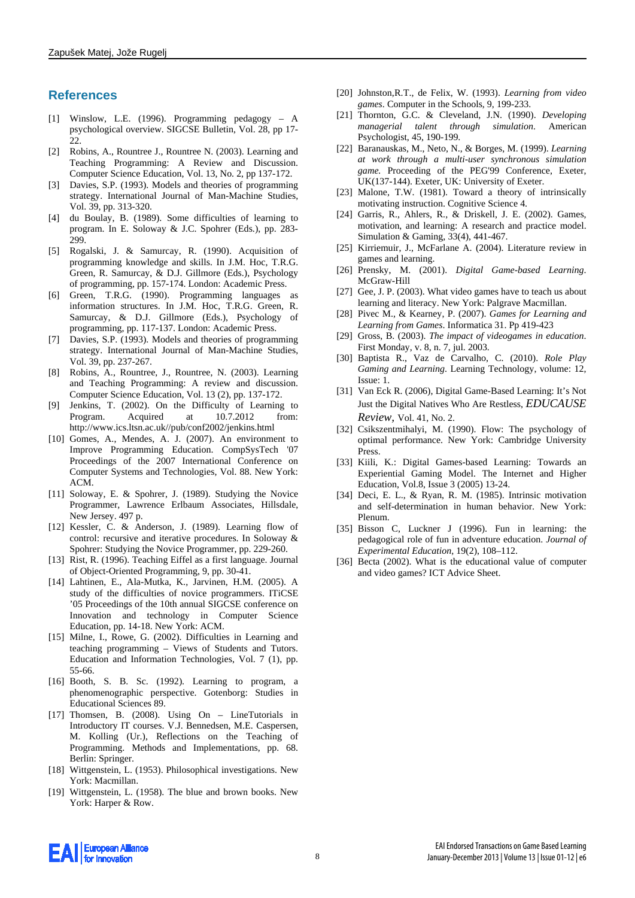## References

[1] Winslow, L.E. (1996). Programming pedagogy – A psychological overview. SIGCSE Bulletin, Vol. 28, pp 17-22.

[2] Robins, A., Rountree J., Rountree N. (2003). Learning and Teaching Programming: A Review and Discussion. Computer Science Education, Vol. 13, No. 2, pp 137-172.

[3] Davies, S.P. (1993). Models and theories of programming strategy. International Journal of Man-Machine Studies, Vol. 39, pp. 313-320.

[4] du Boulay, B. (1989). Some difficulties of learning to program. In E. Soloway & J.C. Spohrer (Eds.), pp. 283-299.

[5] Rogalski, J. & Samurcay, R. (1990). Acquisition of programming knowledge and skills. In J.M. Hoc, T.R.G. Green, R. Samurcay, & D.J. Gillmore (Eds.), Psychology of programming, pp. 157-174. London: Academic Press.

[6] Green, T.R.G. (1990). Programming languages as information structures. In J.M. Hoc, T.R.G. Green, R. Samurcay, & D.J. Gillmore (Eds.), Psychology of programming, pp. 117-137. London: Academic Press.

[7] Davies, S.P. (1993). Models and theories of programming strategy. International Journal of Man-Machine Studies, Vol. 39, pp. 237-267.

[8] Robins, A., Rountree, J., Rountree, N. (2003). Learning and Teaching Programming: A review and discussion. Computer Science Education, Vol. 13 (2), pp. 137-172.

[9] Jenkins, T. (2002). On the Difficulty of Learning to Program. Acquired at 10.7.2012 from: http://www.ics.ltsn.ac.uk//pub/conf2002/jenkins.html

[10] Gomes, A., Mendes, A. J. (2007). An environment to Improve Programming Education. CompSysTech '07 Proceedings of the 2007 International Conference on Computer Systems and Technologies, Vol. 88. New York: ACM.

[11] Soloway, E. & Spohrer, J. (1989). Studying the Novice Programmer, Lawrence Erlbaum Associates, Hillsdale, New Jersey. 497 p.

[12] Kessler, C. & Anderson, J. (1989). Learning flow of control: recursive and iterative procedures. In Soloway & Spohrer: Studying the Novice Programmer, pp. 229-260.

[13] Rist, R. (1996). Teaching Eiffel as a first language. Journal of Object-Oriented Programming, 9, pp. 30-41.

[14] Lahtinen, E., Ala-Mutka, K., Jarvinen, H.M. (2005). A study of the difficulties of novice programmers. ITiCSE '05 Proceedings of the 10th annual SIGCSE conference on Innovation and technology in Computer Science Education, pp. 14-18. New York: ACM.

[15] Milne, I., Rowe, G. (2002). Difficulties in Learning and teaching programming – Views of Students and Tutors. Education and Information Technologies, Vol. 7 (1), pp. 55-66.

[16] Booth, S. B. Sc. (1992). Learning to program, a phenomenographic perspective. Gotenborg: Studies in Educational Sciences 89.

[17] Thomsen, B. (2008). Using On – LineTutorials in Introductory IT courses. V.J. Bennedsen, M.E. Caspersen, M. Kolling (Ur.), Reflections on the Teaching of Programming. Methods and Implementations, pp. 68. Berlin: Springer.

[18] Wittgenstein, L. (1953). Philosophical investigations. New York: Macmillan.

[19] Wittgenstein, L. (1958). The blue and brown books. New York: Harper & Row.

[20] Johnston,R.T., de Felix, W. (1993). *Learning from video games*. Computer in the Schools, 9, 199-233.

[21] Thornton, G.C. & Cleveland, J.N. (1990). *Developing managerial talent through simulation*. American Psychologist, 45, 190-199.

[22] Baranauskas, M., Neto, N., & Borges, M. (1999). *Learning at work through a multi-user synchronous simulation game.* Proceeding of the PEG'99 Conference, Exeter, UK(137-144). Exeter, UK: University of Exeter.

[23] Malone, T.W. (1981). Toward a theory of intrinsically motivating instruction. Cognitive Science 4.

[24] Garris, R., Ahlers, R., & Driskell, J. E. (2002). Games, motivation, and learning: A research and practice model. Simulation & Gaming, 33(4), 441-467.

[25] Kirriemuir, J., McFarlane A. (2004). Literature review in games and learning.

[26] Prensky, M. (2001). *Digital Game-based Learning*. McGraw-Hill

[27] Gee, J. P. (2003). What video games have to teach us about learning and literacy. New York: Palgrave Macmillan.

[28] Pivec M., & Kearney, P. (2007). *Games for Learning and Learning from Games*. Informatica 31. Pp 419-423

[29] Gross, B. (2003). *The impact of videogames in education*. First Monday, v. 8, n. 7, jul. 2003.

[30] Baptista R., Vaz de Carvalho, C. (2010). *Role Play Gaming and Learning*. Learning Technology, volume: 12, Issue: 1.

[31] Van Eck R. (2006), Digital Game-Based Learning: It's Not Just the Digital Natives Who Are Restless, *EDUCAUSE Review*, Vol. 41, No. 2.

[32] Csikszentmihalyi, M. (1990). Flow: The psychology of optimal performance. New York: Cambridge University Press.

[33] Kiili, K.: Digital Games-based Learning: Towards an Experiential Gaming Model. The Internet and Higher Education, Vol.8, Issue 3 (2005) 13-24.

[34] Deci, E. L., & Ryan, R. M. (1985). Intrinsic motivation and self-determination in human behavior. New York: Plenum.

[35] Bisson C, Luckner J (1996). Fun in learning: the pedagogical role of fun in adventure education. *Journal of Experimental Education*, 19(2), 108–112.

[36] Becta (2002). What is the educational value of computer and video games? ICT Advice Sheet.